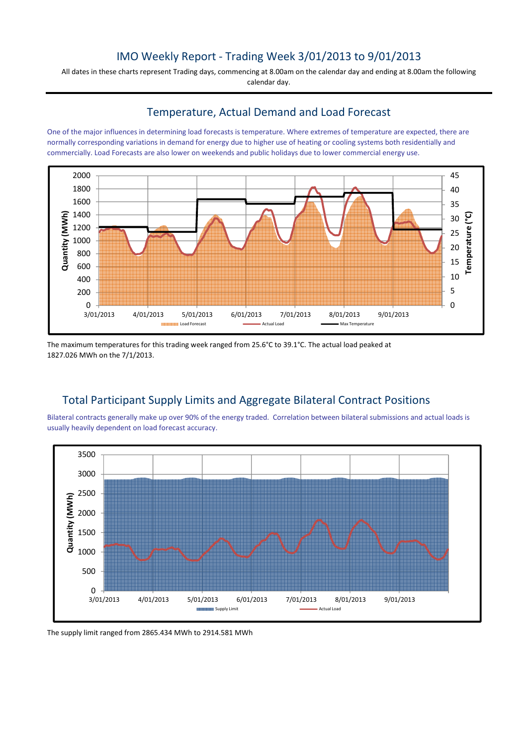# IMO Weekly Report - Trading Week 3/01/2013 to 9/01/2013

All dates in these charts represent Trading days, commencing at 8.00am on the calendar day and ending at 8.00am the following calendar day.

## Temperature, Actual Demand and Load Forecast

One of the major influences in determining load forecasts is temperature. Where extremes of temperature are expected, there are normally corresponding variations in demand for energy due to higher use of heating or cooling systems both residentially and commercially. Load Forecasts are also lower on weekends and public holidays due to lower commercial energy use.

The maximum temperatures for this trading week ranged from 25.6°C to 39.1°C. The actual load peaked at 1827.026 MWh on the 7/1/2013.

## Total Participant Supply Limits and Aggregate Bilateral Contract Positions

Bilateral contracts generally make up over 90% of the energy traded. Correlation between bilateral submissions and actual loads is usually heavily dependent on load forecast accuracy.

The supply limit ranged from 2865.434 MWh to 2914.581 MWh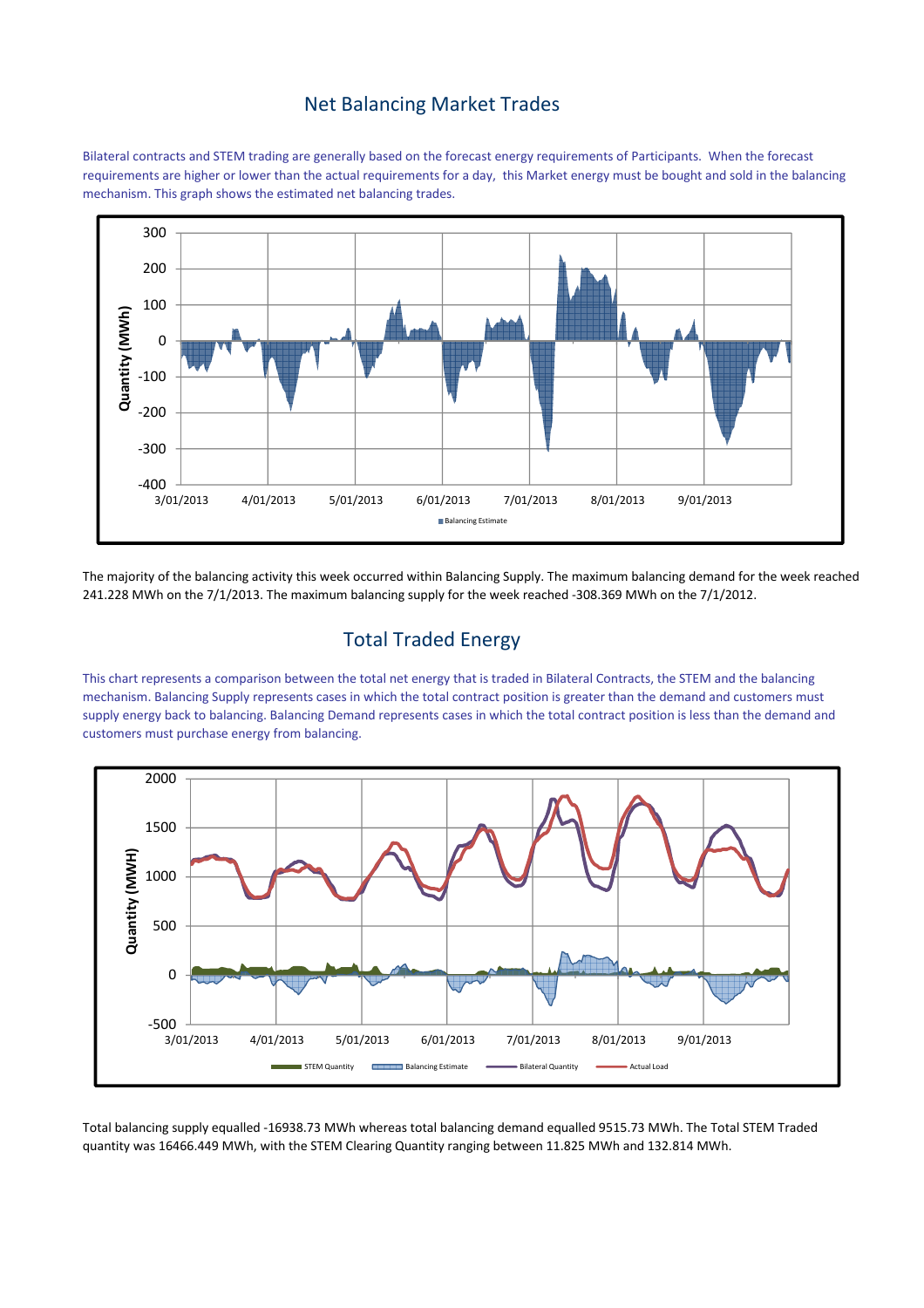## Net Balancing Market Trades

Bilateral contracts and STEM trading are generally based on the forecast energy requirements of Participants. When the forecast requirements are higher or lower than the actual requirements for a day, this Market energy must be bought and sold in the balancing mechanism. This graph shows the estimated net balancing trades.

The majority of the balancing activity this week occurred within Balancing Supply. The maximum balancing demand for the week reached 241.228 MWh on the 7/1/2013. The maximum balancing supply for the week reached -308.369 MWh on the 7/1/2012.

## Total Traded Energy

This chart represents a comparison between the total net energy that is traded in Bilateral Contracts, the STEM and the balancing mechanism. Balancing Supply represents cases in which the total contract position is greater than the demand and customers must supply energy back to balancing. Balancing Demand represents cases in which the total contract position is less than the demand and customers must purchase energy from balancing.

Total balancing supply equalled -16938.73 MWh whereas total balancing demand equalled 9515.73 MWh. The Total STEM Traded quantity was 16466.449 MWh, with the STEM Clearing Quantity ranging between 11.825 MWh and 132.814 MWh.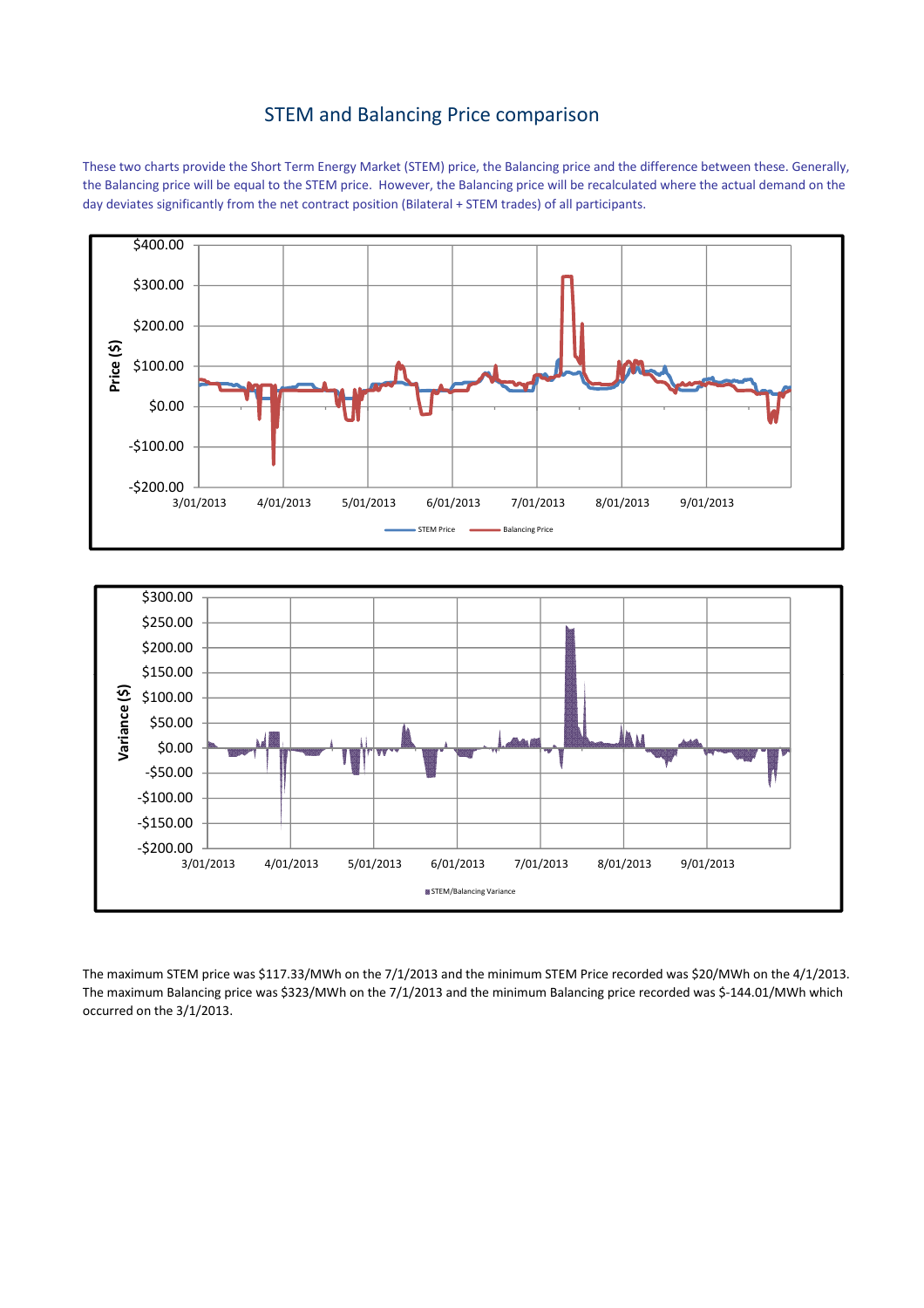## STEM and Balancing Price comparison

These two charts provide the Short Term Energy Market (STEM) price, the Balancing price and the difference between these. Generally, the Balancing price will be equal to the STEM price. However, the Balancing price will be recalculated where the actual demand on the day deviates significantly from the net contract position (Bilateral + STEM trades) of all participants.

Price ($)

$400.00
$300.00
$200.00
$100.00
$0.00
-$100.00
-$200.00

3/01/2013 4/01/2013 5/01/2013 6/01/2013 7/01/2013 8/01/2013 9/01/2013

STEM Price
Balancing Price

Variance ($)

$300.00
$250.00
$200.00
$150.00
$100.00
$50.00
$0.00
-$50.00
-$100.00
-$150.00
-$200.00

3/01/2013 4/01/2013 5/01/2013 6/01/2013 7/01/2013 8/01/2013 9/01/2013

STEM/Balancing Variance

The maximum STEM price was $117.33/MWh on the 7/1/2013 and the minimum STEM Price recorded was $20/MWh on the 4/1/2013. The maximum Balancing price was $323/MWh on the 7/1/2013 and the minimum Balancing price recorded was $-144.01/MWh which occurred on the 3/1/2013.